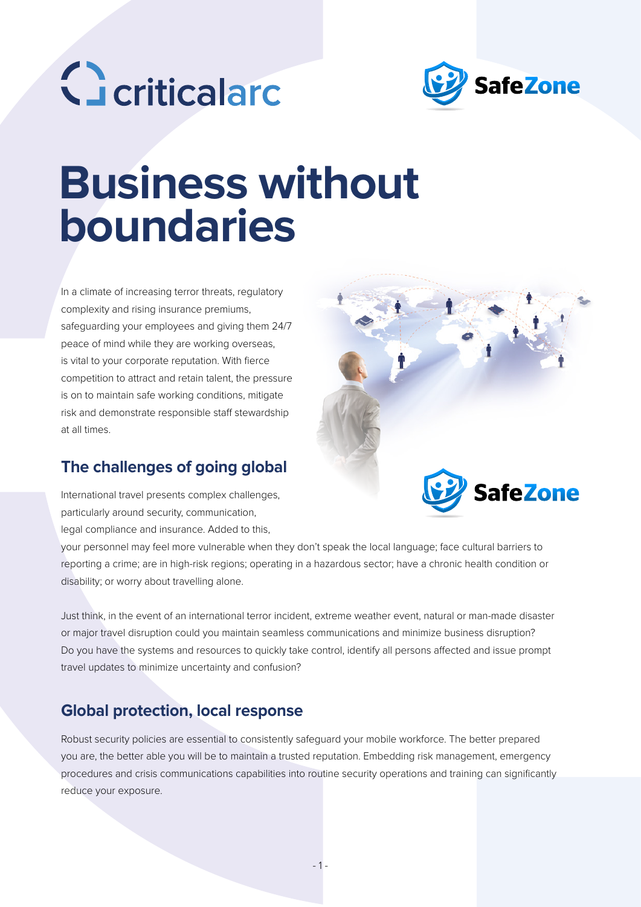criticalarc

SafeZone

# Business without boundaries

In a climate of increasing terror threats, regulatory complexity and rising insurance premiums, safeguarding your employees and giving them 24/7 peace of mind while they are working overseas, is vital to your corporate reputation. With fierce competition to attract and retain talent, the pressure is on to maintain safe working conditions, mitigate risk and demonstrate responsible staff stewardship at all times.

## The challenges of going global

International travel presents complex challenges, particularly around security, communication, legal compliance and insurance. Added to this, your personnel may feel more vulnerable when they don't speak the local language; face cultural barriers to reporting a crime; are in high-risk regions; operating in a hazardous sector; have a chronic health condition or disability; or worry about travelling alone.

Just think, in the event of an international terror incident, extreme weather event, natural or man-made disaster or major travel disruption could you maintain seamless communications and minimize business disruption? Do you have the systems and resources to quickly take control, identify all persons affected and issue prompt travel updates to minimize uncertainty and confusion?

## Global protection, local response

Robust security policies are essential to consistently safeguard your mobile workforce. The better prepared you are, the better able you will be to maintain a trusted reputation. Embedding risk management, emergency procedures and crisis communications capabilities into routine security operations and training can significantly reduce your exposure.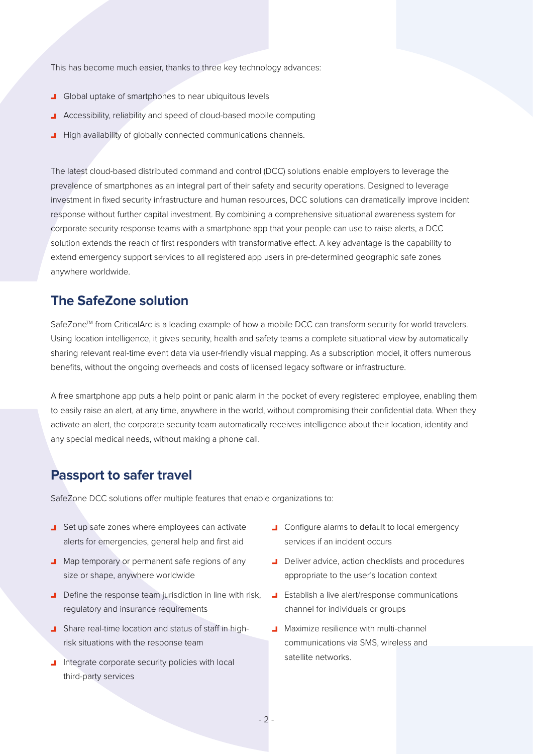This has become much easier, thanks to three key technology advances:

- Global uptake of smartphones to near ubiquitous levels
- Accessibility, reliability and speed of cloud-based mobile computing
- High availability of globally connected communications channels.

The latest cloud-based distributed command and control (DCC) solutions enable employers to leverage the prevalence of smartphones as an integral part of their safety and security operations. Designed to leverage investment in fixed security infrastructure and human resources, DCC solutions can dramatically improve incident response without further capital investment. By combining a comprehensive situational awareness system for corporate security response teams with a smartphone app that your people can use to raise alerts, a DCC solution extends the reach of first responders with transformative effect. A key advantage is the capability to extend emergency support services to all registered app users in pre-determined geographic safe zones anywhere worldwide.

## The SafeZone solution

SafeZone™ from CriticalArc is a leading example of how a mobile DCC can transform security for world travelers. Using location intelligence, it gives security, health and safety teams a complete situational view by automatically sharing relevant real-time event data via user-friendly visual mapping. As a subscription model, it offers numerous benefits, without the ongoing overheads and costs of licensed legacy software or infrastructure.

A free smartphone app puts a help point or panic alarm in the pocket of every registered employee, enabling them to easily raise an alert, at any time, anywhere in the world, without compromising their confidential data. When they activate an alert, the corporate security team automatically receives intelligence about their location, identity and any special medical needs, without making a phone call.

## Passport to safer travel

SafeZone DCC solutions offer multiple features that enable organizations to:

- Set up safe zones where employees can activate alerts for emergencies, general help and first aid
- Map temporary or permanent safe regions of any size or shape, anywhere worldwide
- Define the response team jurisdiction in line with risk, regulatory and insurance requirements
- Share real-time location and status of staff in high-risk situations with the response team
- Integrate corporate security policies with local third-party services
- Configure alarms to default to local emergency services if an incident occurs
- Deliver advice, action checklists and procedures appropriate to the user's location context
- Establish a live alert/response communications channel for individuals or groups
- Maximize resilience with multi-channel communications via SMS, wireless and satellite networks.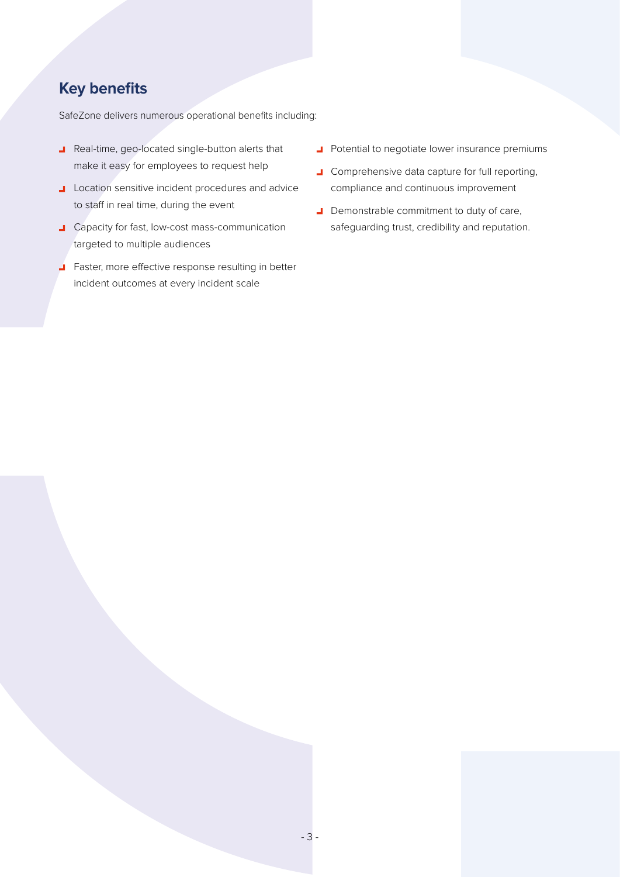## Key benefits

SafeZone delivers numerous operational benefits including:

- Real-time, geo-located single-button alerts that make it easy for employees to request help
- Location sensitive incident procedures and advice to staff in real time, during the event
- Capacity for fast, low-cost mass-communication targeted to multiple audiences
- Faster, more effective response resulting in better incident outcomes at every incident scale
- Potential to negotiate lower insurance premiums
- Comprehensive data capture for full reporting, compliance and continuous improvement
- Demonstrable commitment to duty of care, safeguarding trust, credibility and reputation.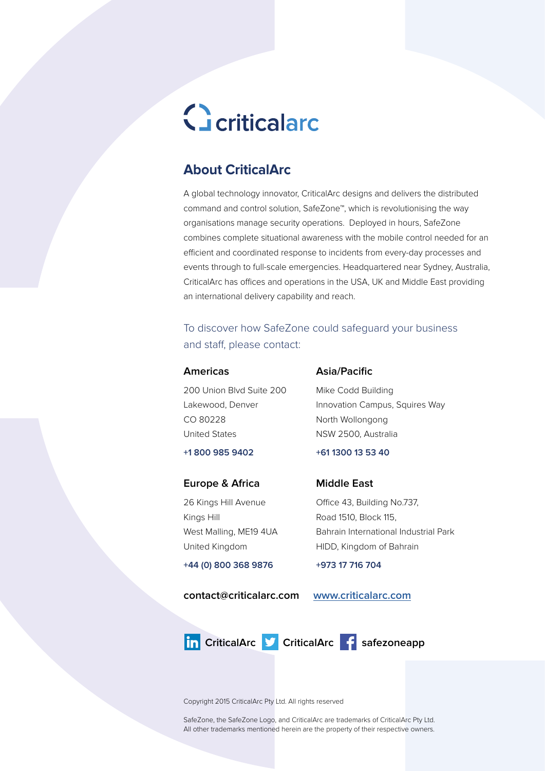criticalarc

## About CriticalArc

A global technology innovator, CriticalArc designs and delivers the distributed command and control solution, SafeZone™, which is revolutionising the way organisations manage security operations.  Deployed in hours, SafeZone combines complete situational awareness with the mobile control needed for an efficient and coordinated response to incidents from every-day processes and events through to full-scale emergencies. Headquartered near Sydney, Australia, CriticalArc has offices and operations in the USA, UK and Middle East providing an international delivery capability and reach.

To discover how SafeZone could safeguard your business and staff, please contact:

### Americas

200 Union Blvd Suite 200
Lakewood, Denver
CO 80228
United States

**+1 800 985 9402**

### Asia/Pacific

Mike Codd Building
Innovation Campus, Squires Way
North Wollongong
NSW 2500, Australia

**+61 1300 13 53 40**

### Europe & Africa

26 Kings Hill Avenue
Kings Hill
West Malling, ME19 4UA
United Kingdom

**+44 (0) 800 368 9876**

### Middle East

Office 43, Building No.737,
Road 1510, Block 115,
Bahrain International Industrial Park
HIDD, Kingdom of Bahrain

**+973 17 716 704**

**contact@criticalarc.com** **www.criticalarc.com**

**CriticalArc** **CriticalArc** **safezoneapp**

Copyright 2015 CriticalArc Pty Ltd. All rights reserved

SafeZone, the SafeZone Logo, and CriticalArc are trademarks of CriticalArc Pty Ltd.
All other trademarks mentioned herein are the property of their respective owners.